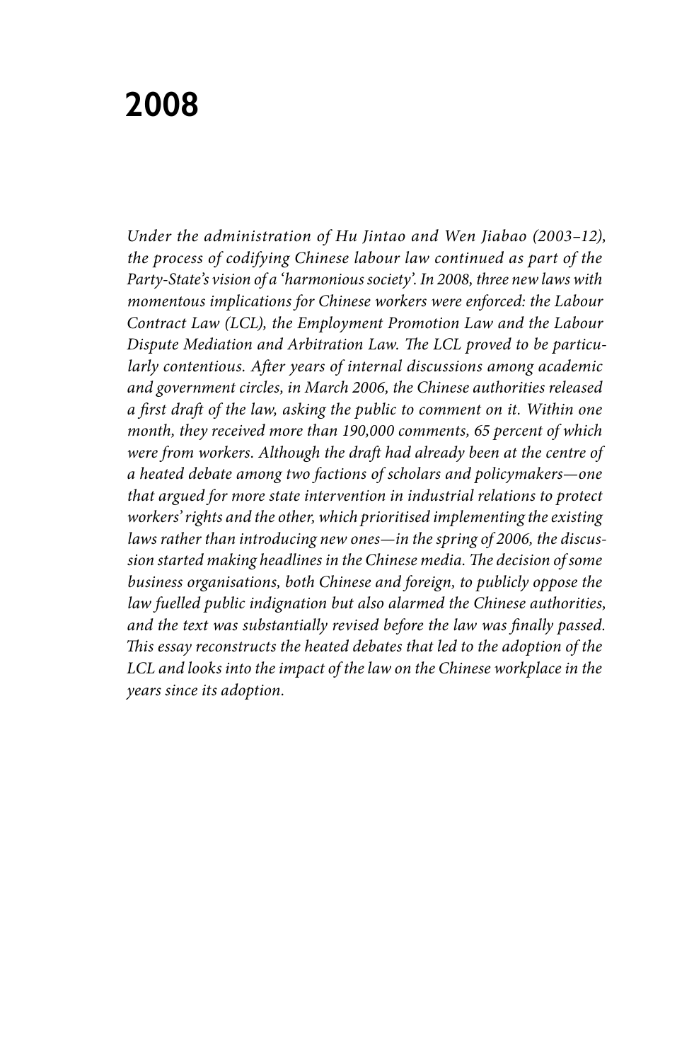# 2008

*Under the administration of Hu Jintao and Wen Jiabao (2003–12), the process of codifying Chinese labour law continued as part of the Party-State's vision of a 'harmonious society'. In 2008, three new laws with momentous implications for Chinese workers were enforced: the Labour Contract Law (LCL), the Employment Promotion Law and the Labour Dispute Mediation and Arbitration Law. The LCL proved to be particularly contentious. After years of internal discussions among academic and government circles, in March 2006, the Chinese authorities released a first draft of the law, asking the public to comment on it. Within one month, they received more than 190,000 comments, 65 percent of which were from workers. Although the draft had already been at the centre of a heated debate among two factions of scholars and policymakers—one that argued for more state intervention in industrial relations to protect workers' rights and the other, which prioritised implementing the existing laws rather than introducing new ones—in the spring of 2006, the discussion started making headlines in the Chinese media. The decision of some business organisations, both Chinese and foreign, to publicly oppose the law fuelled public indignation but also alarmed the Chinese authorities, and the text was substantially revised before the law was finally passed. This essay reconstructs the heated debates that led to the adoption of the LCL and looks into the impact of the law on the Chinese workplace in the years since its adoption.*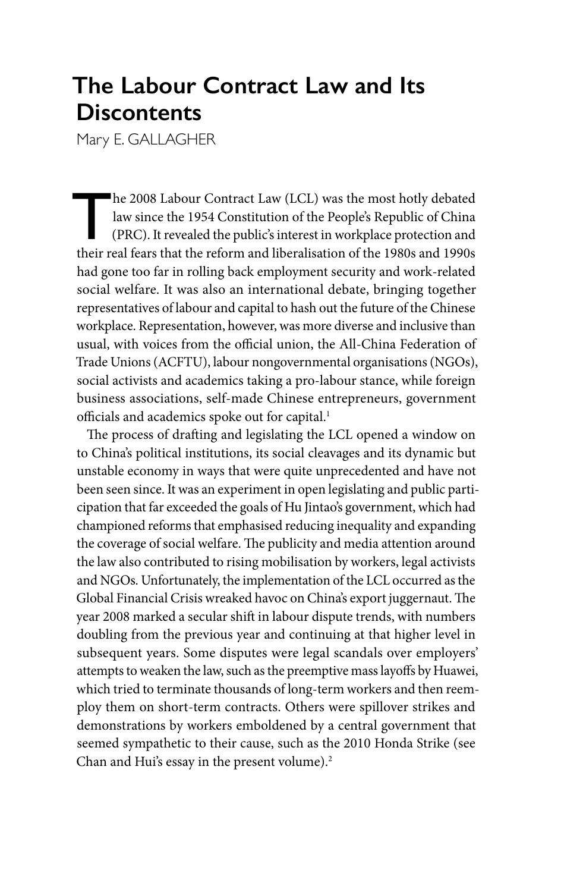# The Labour Contract Law and Its Discontents

Mary E. GALLAGHER

The 2008 Labour Contract Law (LCL) was the most hotly debated law since the 1954 Constitution of the People's Republic of China (PRC). It revealed the public's interest in workplace protection and their real fears that the reform and liberalisation of the 1980s and 1990s had gone too far in rolling back employment security and work-related social welfare. It was also an international debate, bringing together representatives of labour and capital to hash out the future of the Chinese workplace. Representation, however, was more diverse and inclusive than usual, with voices from the official union, the All-China Federation of Trade Unions (ACFTU), labour nongovernmental organisations (NGOs), social activists and academics taking a pro-labour stance, while foreign business associations, self-made Chinese entrepreneurs, government officials and academics spoke out for capital.[1]

The process of drafting and legislating the LCL opened a window on to China's political institutions, its social cleavages and its dynamic but unstable economy in ways that were quite unprecedented and have not been seen since. It was an experiment in open legislating and public participation that far exceeded the goals of Hu Jintao's government, which had championed reforms that emphasised reducing inequality and expanding the coverage of social welfare. The publicity and media attention around the law also contributed to rising mobilisation by workers, legal activists and NGOs. Unfortunately, the implementation of the LCL occurred as the Global Financial Crisis wreaked havoc on China's export juggernaut. The year 2008 marked a secular shift in labour dispute trends, with numbers doubling from the previous year and continuing at that higher level in subsequent years. Some disputes were legal scandals over employers' attempts to weaken the law, such as the preemptive mass layoffs by Huawei, which tried to terminate thousands of long-term workers and then reemploy them on short-term contracts. Others were spillover strikes and demonstrations by workers emboldened by a central government that seemed sympathetic to their cause, such as the 2010 Honda Strike (see Chan and Hui's essay in the present volume).[2]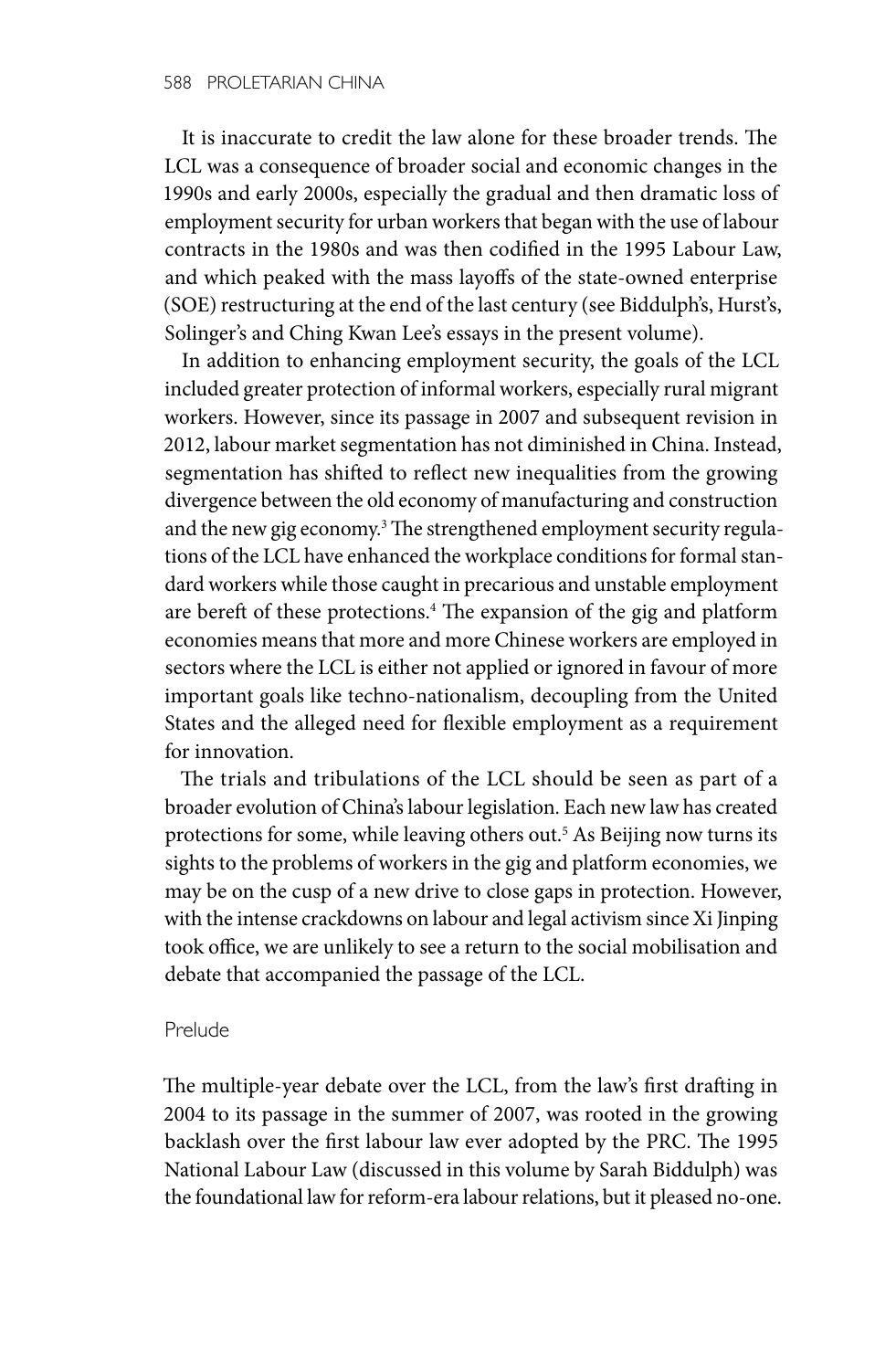It is inaccurate to credit the law alone for these broader trends. The LCL was a consequence of broader social and economic changes in the 1990s and early 2000s, especially the gradual and then dramatic loss of employment security for urban workers that began with the use of labour contracts in the 1980s and was then codified in the 1995 Labour Law, and which peaked with the mass layoffs of the state-owned enterprise (SOE) restructuring at the end of the last century (see Biddulph's, Hurst's, Solinger's and Ching Kwan Lee's essays in the present volume).

In addition to enhancing employment security, the goals of the LCL included greater protection of informal workers, especially rural migrant workers. However, since its passage in 2007 and subsequent revision in 2012, labour market segmentation has not diminished in China. Instead, segmentation has shifted to reflect new inequalities from the growing divergence between the old economy of manufacturing and construction and the new gig economy.[3] The strengthened employment security regulations of the LCL have enhanced the workplace conditions for formal standard workers while those caught in precarious and unstable employment are bereft of these protections.[4] The expansion of the gig and platform economies means that more and more Chinese workers are employed in sectors where the LCL is either not applied or ignored in favour of more important goals like techno-nationalism, decoupling from the United States and the alleged need for flexible employment as a requirement for innovation.

The trials and tribulations of the LCL should be seen as part of a broader evolution of China's labour legislation. Each new law has created protections for some, while leaving others out.[5] As Beijing now turns its sights to the problems of workers in the gig and platform economies, we may be on the cusp of a new drive to close gaps in protection. However, with the intense crackdowns on labour and legal activism since Xi Jinping took office, we are unlikely to see a return to the social mobilisation and debate that accompanied the passage of the LCL.

## Prelude

The multiple-year debate over the LCL, from the law's first drafting in 2004 to its passage in the summer of 2007, was rooted in the growing backlash over the first labour law ever adopted by the PRC. The 1995 National Labour Law (discussed in this volume by Sarah Biddulph) was the foundational law for reform-era labour relations, but it pleased no-one.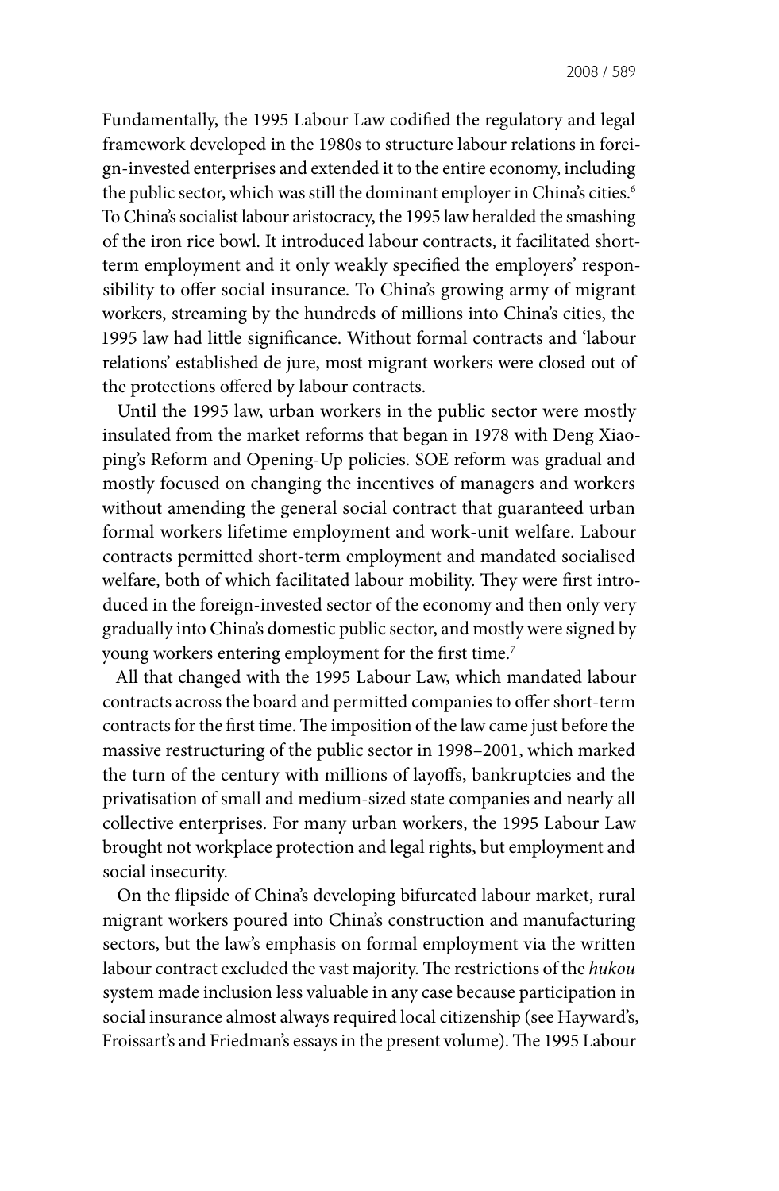Fundamentally, the 1995 Labour Law codified the regulatory and legal framework developed in the 1980s to structure labour relations in foreign-invested enterprises and extended it to the entire economy, including the public sector, which was still the dominant employer in China's cities.[6] To China's socialist labour aristocracy, the 1995 law heralded the smashing of the iron rice bowl. It introduced labour contracts, it facilitated short-term employment and it only weakly specified the employers' responsibility to offer social insurance. To China's growing army of migrant workers, streaming by the hundreds of millions into China's cities, the 1995 law had little significance. Without formal contracts and 'labour relations' established de jure, most migrant workers were closed out of the protections offered by labour contracts.

Until the 1995 law, urban workers in the public sector were mostly insulated from the market reforms that began in 1978 with Deng Xiaoping's Reform and Opening-Up policies. SOE reform was gradual and mostly focused on changing the incentives of managers and workers without amending the general social contract that guaranteed urban formal workers lifetime employment and work-unit welfare. Labour contracts permitted short-term employment and mandated socialised welfare, both of which facilitated labour mobility. They were first introduced in the foreign-invested sector of the economy and then only very gradually into China's domestic public sector, and mostly were signed by young workers entering employment for the first time.[7]

All that changed with the 1995 Labour Law, which mandated labour contracts across the board and permitted companies to offer short-term contracts for the first time. The imposition of the law came just before the massive restructuring of the public sector in 1998–2001, which marked the turn of the century with millions of layoffs, bankruptcies and the privatisation of small and medium-sized state companies and nearly all collective enterprises. For many urban workers, the 1995 Labour Law brought not workplace protection and legal rights, but employment and social insecurity.

On the flipside of China's developing bifurcated labour market, rural migrant workers poured into China's construction and manufacturing sectors, but the law's emphasis on formal employment via the written labour contract excluded the vast majority. The restrictions of the *hukou* system made inclusion less valuable in any case because participation in social insurance almost always required local citizenship (see Hayward's, Froissart's and Friedman's essays in the present volume). The 1995 Labour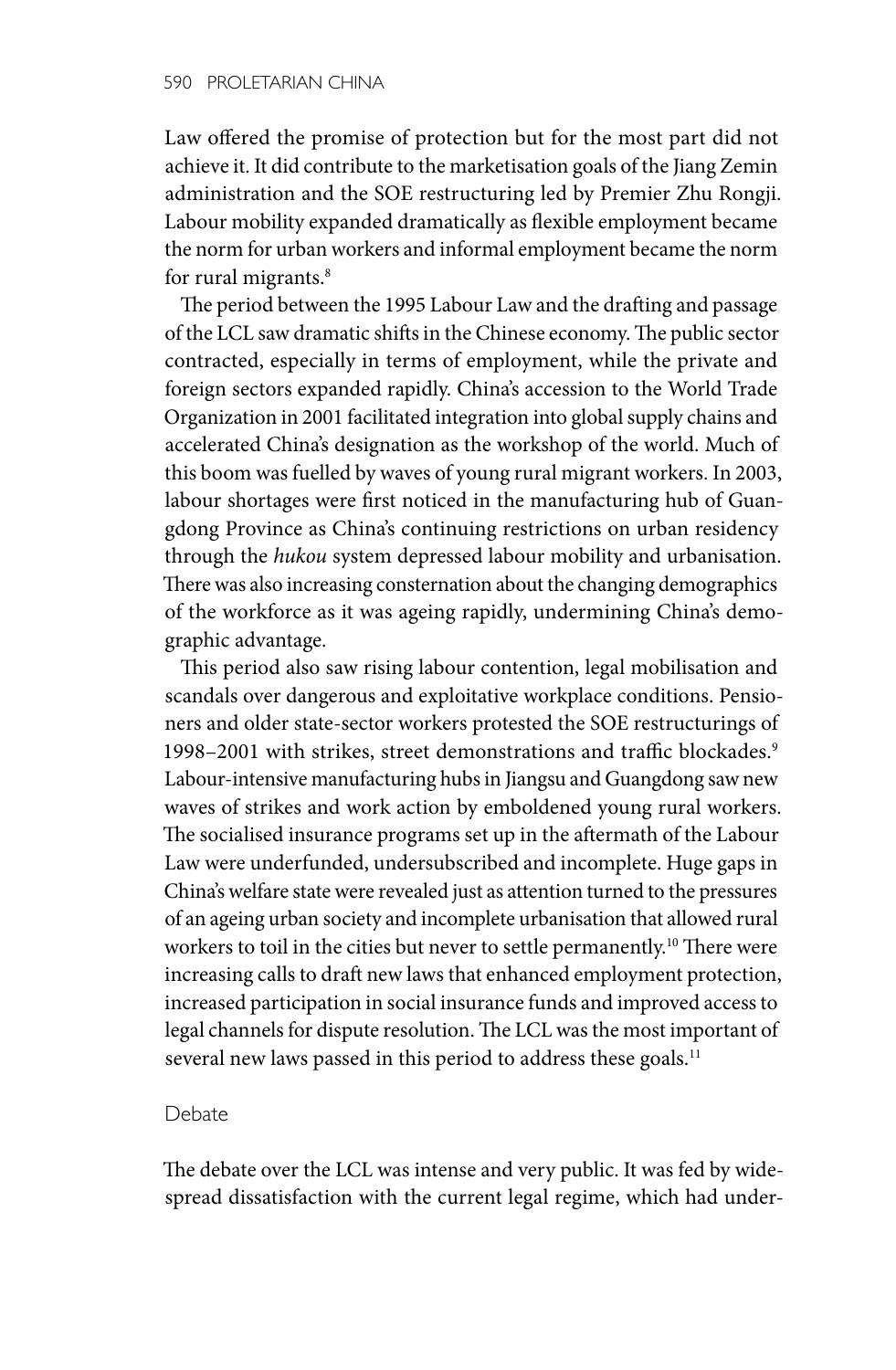Law offered the promise of protection but for the most part did not achieve it. It did contribute to the marketisation goals of the Jiang Zemin administration and the SOE restructuring led by Premier Zhu Rongji. Labour mobility expanded dramatically as flexible employment became the norm for urban workers and informal employment became the norm for rural migrants.[8]

The period between the 1995 Labour Law and the drafting and passage of the LCL saw dramatic shifts in the Chinese economy. The public sector contracted, especially in terms of employment, while the private and foreign sectors expanded rapidly. China's accession to the World Trade Organization in 2001 facilitated integration into global supply chains and accelerated China's designation as the workshop of the world. Much of this boom was fuelled by waves of young rural migrant workers. In 2003, labour shortages were first noticed in the manufacturing hub of Guangdong Province as China's continuing restrictions on urban residency through the *hukou* system depressed labour mobility and urbanisation. There was also increasing consternation about the changing demographics of the workforce as it was ageing rapidly, undermining China's demographic advantage.

This period also saw rising labour contention, legal mobilisation and scandals over dangerous and exploitative workplace conditions. Pensioners and older state-sector workers protested the SOE restructurings of 1998–2001 with strikes, street demonstrations and traffic blockades.[9] Labour-intensive manufacturing hubs in Jiangsu and Guangdong saw new waves of strikes and work action by emboldened young rural workers. The socialised insurance programs set up in the aftermath of the Labour Law were underfunded, undersubscribed and incomplete. Huge gaps in China's welfare state were revealed just as attention turned to the pressures of an ageing urban society and incomplete urbanisation that allowed rural workers to toil in the cities but never to settle permanently.[10] There were increasing calls to draft new laws that enhanced employment protection, increased participation in social insurance funds and improved access to legal channels for dispute resolution. The LCL was the most important of several new laws passed in this period to address these goals.[11]

## Debate

The debate over the LCL was intense and very public. It was fed by widespread dissatisfaction with the current legal regime, which had under-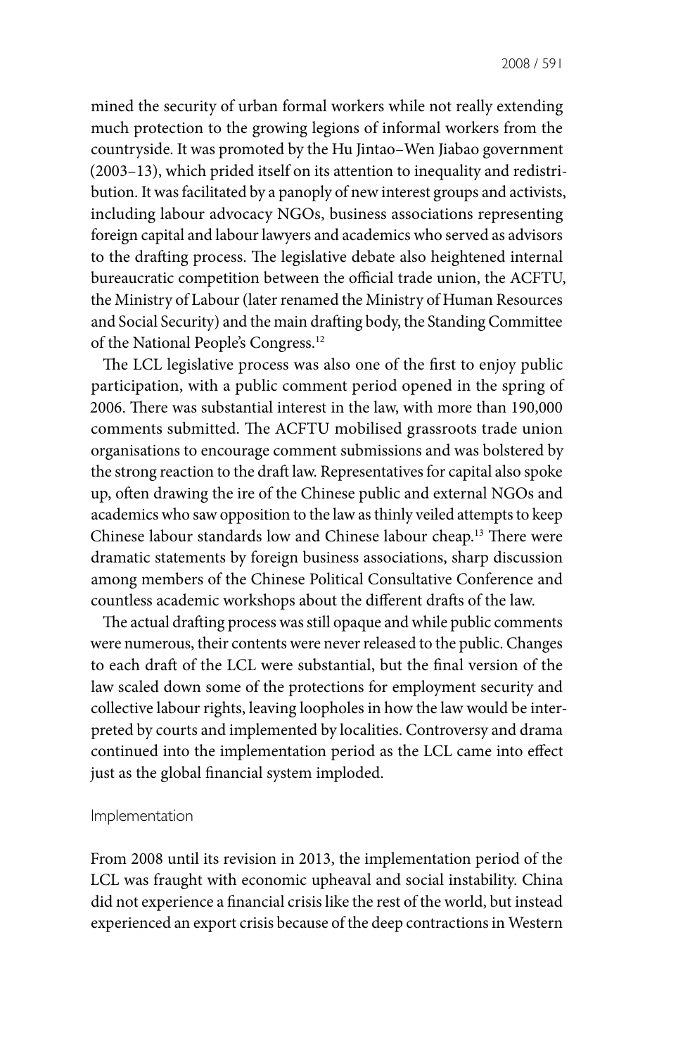mined the security of urban formal workers while not really extending much protection to the growing legions of informal workers from the countryside. It was promoted by the Hu Jintao–Wen Jiabao government (2003–13), which prided itself on its attention to inequality and redistribution. It was facilitated by a panoply of new interest groups and activists, including labour advocacy NGOs, business associations representing foreign capital and labour lawyers and academics who served as advisors to the drafting process. The legislative debate also heightened internal bureaucratic competition between the official trade union, the ACFTU, the Ministry of Labour (later renamed the Ministry of Human Resources and Social Security) and the main drafting body, the Standing Committee of the National People's Congress.[12]

The LCL legislative process was also one of the first to enjoy public participation, with a public comment period opened in the spring of 2006. There was substantial interest in the law, with more than 190,000 comments submitted. The ACFTU mobilised grassroots trade union organisations to encourage comment submissions and was bolstered by the strong reaction to the draft law. Representatives for capital also spoke up, often drawing the ire of the Chinese public and external NGOs and academics who saw opposition to the law as thinly veiled attempts to keep Chinese labour standards low and Chinese labour cheap.[13] There were dramatic statements by foreign business associations, sharp discussion among members of the Chinese Political Consultative Conference and countless academic workshops about the different drafts of the law.

The actual drafting process was still opaque and while public comments were numerous, their contents were never released to the public. Changes to each draft of the LCL were substantial, but the final version of the law scaled down some of the protections for employment security and collective labour rights, leaving loopholes in how the law would be interpreted by courts and implemented by localities. Controversy and drama continued into the implementation period as the LCL came into effect just as the global financial system imploded.

### Implementation

From 2008 until its revision in 2013, the implementation period of the LCL was fraught with economic upheaval and social instability. China did not experience a financial crisis like the rest of the world, but instead experienced an export crisis because of the deep contractions in Western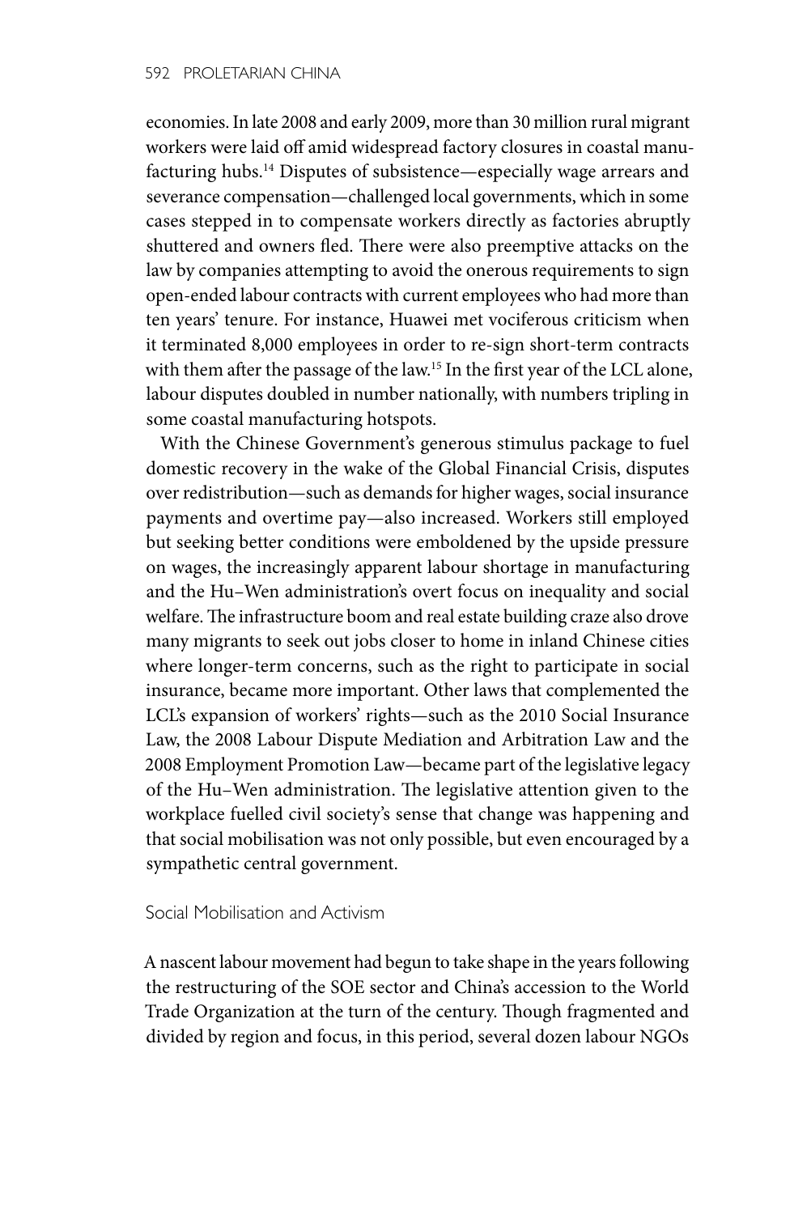economies. In late 2008 and early 2009, more than 30 million rural migrant workers were laid off amid widespread factory closures in coastal manufacturing hubs.[14] Disputes of subsistence—especially wage arrears and severance compensation—challenged local governments, which in some cases stepped in to compensate workers directly as factories abruptly shuttered and owners fled. There were also preemptive attacks on the law by companies attempting to avoid the onerous requirements to sign open-ended labour contracts with current employees who had more than ten years' tenure. For instance, Huawei met vociferous criticism when it terminated 8,000 employees in order to re-sign short-term contracts with them after the passage of the law.[15] In the first year of the LCL alone, labour disputes doubled in number nationally, with numbers tripling in some coastal manufacturing hotspots.

With the Chinese Government's generous stimulus package to fuel domestic recovery in the wake of the Global Financial Crisis, disputes over redistribution—such as demands for higher wages, social insurance payments and overtime pay—also increased. Workers still employed but seeking better conditions were emboldened by the upside pressure on wages, the increasingly apparent labour shortage in manufacturing and the Hu–Wen administration's overt focus on inequality and social welfare. The infrastructure boom and real estate building craze also drove many migrants to seek out jobs closer to home in inland Chinese cities where longer-term concerns, such as the right to participate in social insurance, became more important. Other laws that complemented the LCL's expansion of workers' rights—such as the 2010 Social Insurance Law, the 2008 Labour Dispute Mediation and Arbitration Law and the 2008 Employment Promotion Law—became part of the legislative legacy of the Hu–Wen administration. The legislative attention given to the workplace fuelled civil society's sense that change was happening and that social mobilisation was not only possible, but even encouraged by a sympathetic central government.

## Social Mobilisation and Activism

A nascent labour movement had begun to take shape in the years following the restructuring of the SOE sector and China's accession to the World Trade Organization at the turn of the century. Though fragmented and divided by region and focus, in this period, several dozen labour NGOs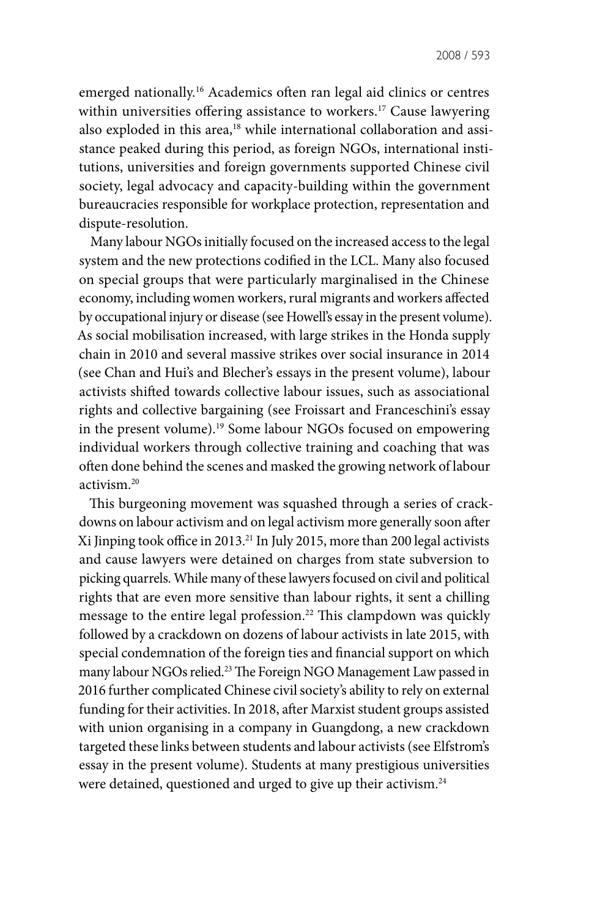emerged nationally.[16] Academics often ran legal aid clinics or centres within universities offering assistance to workers.[17] Cause lawyering also exploded in this area,[18] while international collaboration and assistance peaked during this period, as foreign NGOs, international institutions, universities and foreign governments supported Chinese civil society, legal advocacy and capacity-building within the government bureaucracies responsible for workplace protection, representation and dispute-resolution.

Many labour NGOs initially focused on the increased access to the legal system and the new protections codified in the LCL. Many also focused on special groups that were particularly marginalised in the Chinese economy, including women workers, rural migrants and workers affected by occupational injury or disease (see Howell's essay in the present volume). As social mobilisation increased, with large strikes in the Honda supply chain in 2010 and several massive strikes over social insurance in 2014 (see Chan and Hui's and Blecher's essays in the present volume), labour activists shifted towards collective labour issues, such as associational rights and collective bargaining (see Froissart and Franceschini's essay in the present volume).[19] Some labour NGOs focused on empowering individual workers through collective training and coaching that was often done behind the scenes and masked the growing network of labour activism.[20]

This burgeoning movement was squashed through a series of crackdowns on labour activism and on legal activism more generally soon after Xi Jinping took office in 2013.[21] In July 2015, more than 200 legal activists and cause lawyers were detained on charges from state subversion to picking quarrels. While many of these lawyers focused on civil and political rights that are even more sensitive than labour rights, it sent a chilling message to the entire legal profession.[22] This clampdown was quickly followed by a crackdown on dozens of labour activists in late 2015, with special condemnation of the foreign ties and financial support on which many labour NGOs relied.[23] The Foreign NGO Management Law passed in 2016 further complicated Chinese civil society's ability to rely on external funding for their activities. In 2018, after Marxist student groups assisted with union organising in a company in Guangdong, a new crackdown targeted these links between students and labour activists (see Elfstrom's essay in the present volume). Students at many prestigious universities were detained, questioned and urged to give up their activism.[24]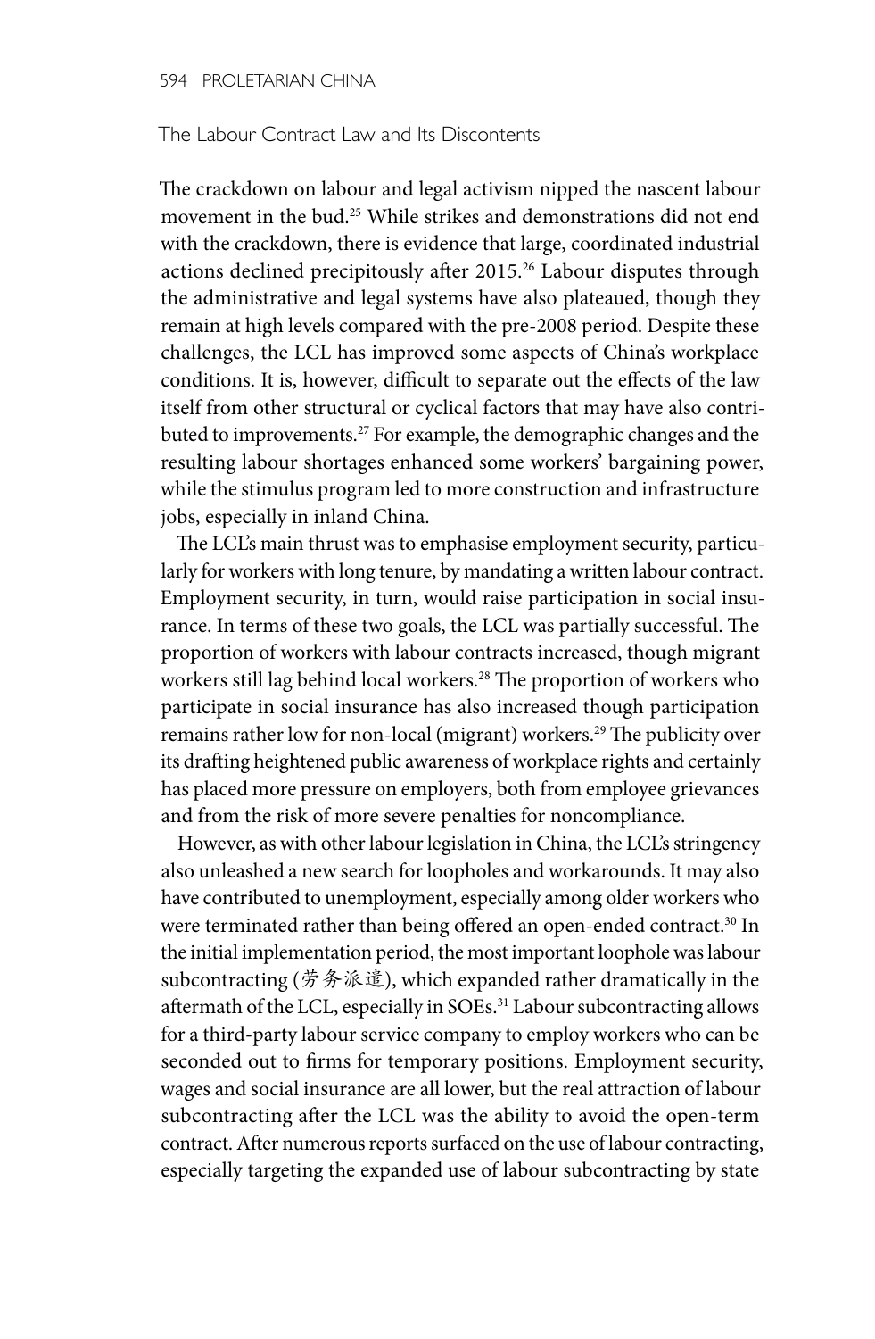## The Labour Contract Law and Its Discontents

The crackdown on labour and legal activism nipped the nascent labour movement in the bud.[25] While strikes and demonstrations did not end with the crackdown, there is evidence that large, coordinated industrial actions declined precipitously after 2015.[26] Labour disputes through the administrative and legal systems have also plateaued, though they remain at high levels compared with the pre-2008 period. Despite these challenges, the LCL has improved some aspects of China's workplace conditions. It is, however, difficult to separate out the effects of the law itself from other structural or cyclical factors that may have also contributed to improvements.[27] For example, the demographic changes and the resulting labour shortages enhanced some workers' bargaining power, while the stimulus program led to more construction and infrastructure jobs, especially in inland China.

The LCL's main thrust was to emphasise employment security, particularly for workers with long tenure, by mandating a written labour contract. Employment security, in turn, would raise participation in social insurance. In terms of these two goals, the LCL was partially successful. The proportion of workers with labour contracts increased, though migrant workers still lag behind local workers.[28] The proportion of workers who participate in social insurance has also increased though participation remains rather low for non-local (migrant) workers.[29] The publicity over its drafting heightened public awareness of workplace rights and certainly has placed more pressure on employers, both from employee grievances and from the risk of more severe penalties for noncompliance.

However, as with other labour legislation in China, the LCL's stringency also unleashed a new search for loopholes and workarounds. It may also have contributed to unemployment, especially among older workers who were terminated rather than being offered an open-ended contract.[30] In the initial implementation period, the most important loophole was labour subcontracting (劳务派遣), which expanded rather dramatically in the aftermath of the LCL, especially in SOEs.[31] Labour subcontracting allows for a third-party labour service company to employ workers who can be seconded out to firms for temporary positions. Employment security, wages and social insurance are all lower, but the real attraction of labour subcontracting after the LCL was the ability to avoid the open-term contract. After numerous reports surfaced on the use of labour contracting, especially targeting the expanded use of labour subcontracting by state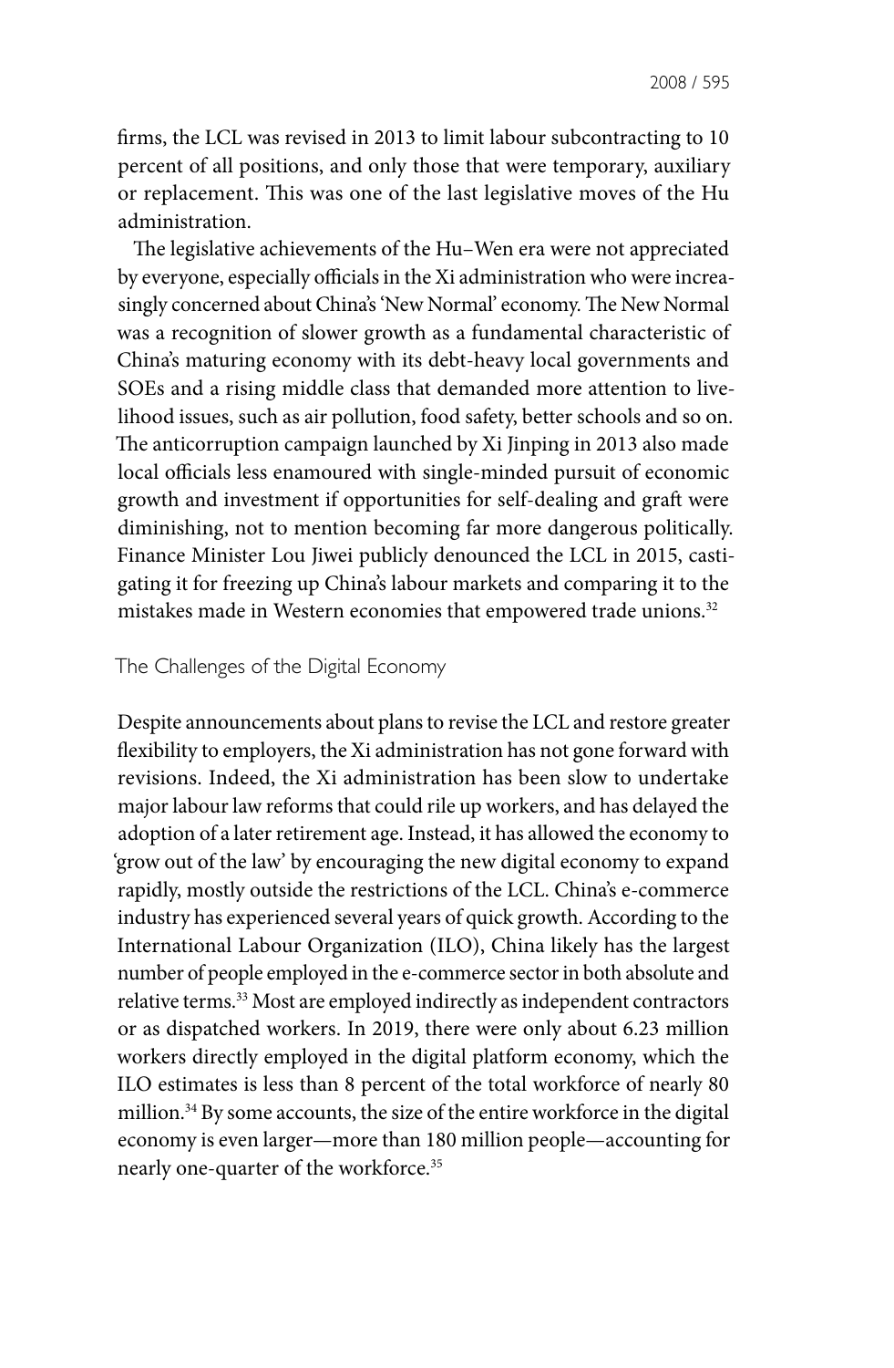firms, the LCL was revised in 2013 to limit labour subcontracting to 10 percent of all positions, and only those that were temporary, auxiliary or replacement. This was one of the last legislative moves of the Hu administration.

The legislative achievements of the Hu–Wen era were not appreciated by everyone, especially officials in the Xi administration who were increasingly concerned about China's 'New Normal' economy. The New Normal was a recognition of slower growth as a fundamental characteristic of China's maturing economy with its debt-heavy local governments and SOEs and a rising middle class that demanded more attention to livelihood issues, such as air pollution, food safety, better schools and so on. The anticorruption campaign launched by Xi Jinping in 2013 also made local officials less enamoured with single-minded pursuit of economic growth and investment if opportunities for self-dealing and graft were diminishing, not to mention becoming far more dangerous politically. Finance Minister Lou Jiwei publicly denounced the LCL in 2015, castigating it for freezing up China's labour markets and comparing it to the mistakes made in Western economies that empowered trade unions.[32]

## The Challenges of the Digital Economy

Despite announcements about plans to revise the LCL and restore greater flexibility to employers, the Xi administration has not gone forward with revisions. Indeed, the Xi administration has been slow to undertake major labour law reforms that could rile up workers, and has delayed the adoption of a later retirement age. Instead, it has allowed the economy to 'grow out of the law' by encouraging the new digital economy to expand rapidly, mostly outside the restrictions of the LCL. China's e-commerce industry has experienced several years of quick growth. According to the International Labour Organization (ILO), China likely has the largest number of people employed in the e-commerce sector in both absolute and relative terms.[33] Most are employed indirectly as independent contractors or as dispatched workers. In 2019, there were only about 6.23 million workers directly employed in the digital platform economy, which the ILO estimates is less than 8 percent of the total workforce of nearly 80 million.[34] By some accounts, the size of the entire workforce in the digital economy is even larger—more than 180 million people—accounting for nearly one-quarter of the workforce.[35]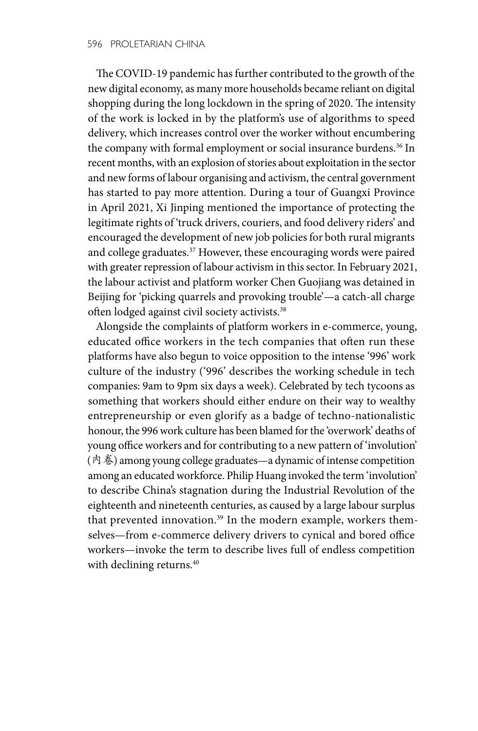The COVID-19 pandemic has further contributed to the growth of the new digital economy, as many more households became reliant on digital shopping during the long lockdown in the spring of 2020. The intensity of the work is locked in by the platform's use of algorithms to speed delivery, which increases control over the worker without encumbering the company with formal employment or social insurance burdens.[36] In recent months, with an explosion of stories about exploitation in the sector and new forms of labour organising and activism, the central government has started to pay more attention. During a tour of Guangxi Province in April 2021, Xi Jinping mentioned the importance of protecting the legitimate rights of 'truck drivers, couriers, and food delivery riders' and encouraged the development of new job policies for both rural migrants and college graduates.[37] However, these encouraging words were paired with greater repression of labour activism in this sector. In February 2021, the labour activist and platform worker Chen Guojiang was detained in Beijing for 'picking quarrels and provoking trouble'—a catch-all charge often lodged against civil society activists.[38]

Alongside the complaints of platform workers in e-commerce, young, educated office workers in the tech companies that often run these platforms have also begun to voice opposition to the intense '996' work culture of the industry ('996' describes the working schedule in tech companies: 9am to 9pm six days a week). Celebrated by tech tycoons as something that workers should either endure on their way to wealthy entrepreneurship or even glorify as a badge of techno-nationalistic honour, the 996 work culture has been blamed for the 'overwork' deaths of young office workers and for contributing to a new pattern of 'involution' (内卷) among young college graduates—a dynamic of intense competition among an educated workforce. Philip Huang invoked the term 'involution' to describe China's stagnation during the Industrial Revolution of the eighteenth and nineteenth centuries, as caused by a large labour surplus that prevented innovation.[39] In the modern example, workers themselves—from e-commerce delivery drivers to cynical and bored office workers—invoke the term to describe lives full of endless competition with declining returns.[40]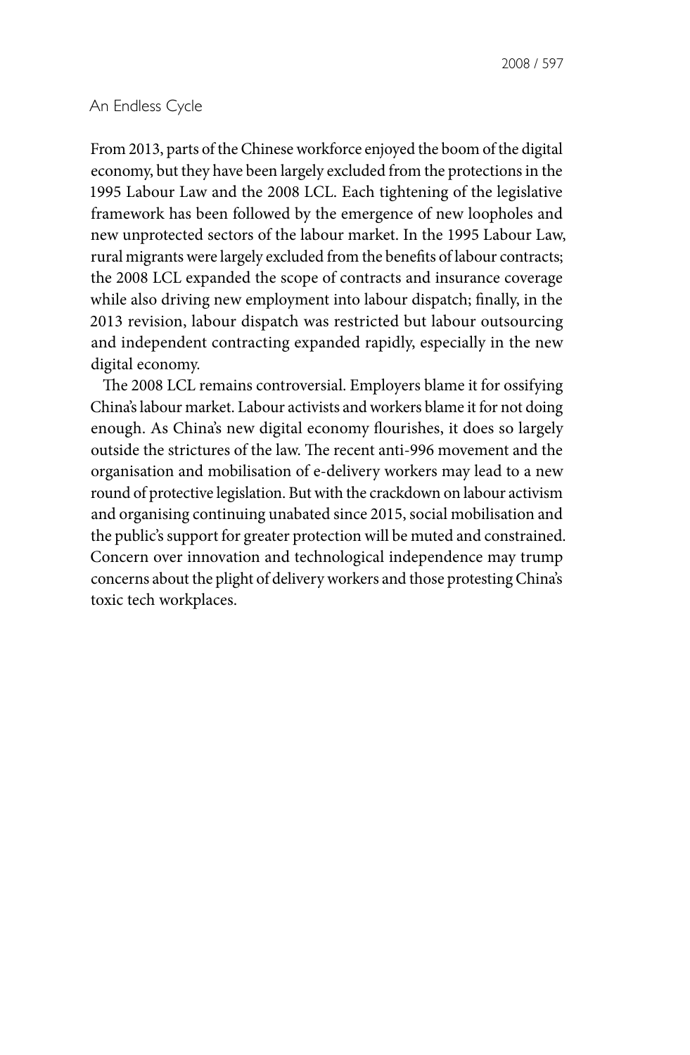## An Endless Cycle

From 2013, parts of the Chinese workforce enjoyed the boom of the digital economy, but they have been largely excluded from the protections in the 1995 Labour Law and the 2008 LCL. Each tightening of the legislative framework has been followed by the emergence of new loopholes and new unprotected sectors of the labour market. In the 1995 Labour Law, rural migrants were largely excluded from the benefits of labour contracts; the 2008 LCL expanded the scope of contracts and insurance coverage while also driving new employment into labour dispatch; finally, in the 2013 revision, labour dispatch was restricted but labour outsourcing and independent contracting expanded rapidly, especially in the new digital economy.

The 2008 LCL remains controversial. Employers blame it for ossifying China's labour market. Labour activists and workers blame it for not doing enough. As China's new digital economy flourishes, it does so largely outside the strictures of the law. The recent anti-996 movement and the organisation and mobilisation of e-delivery workers may lead to a new round of protective legislation. But with the crackdown on labour activism and organising continuing unabated since 2015, social mobilisation and the public's support for greater protection will be muted and constrained. Concern over innovation and technological independence may trump concerns about the plight of delivery workers and those protesting China's toxic tech workplaces.